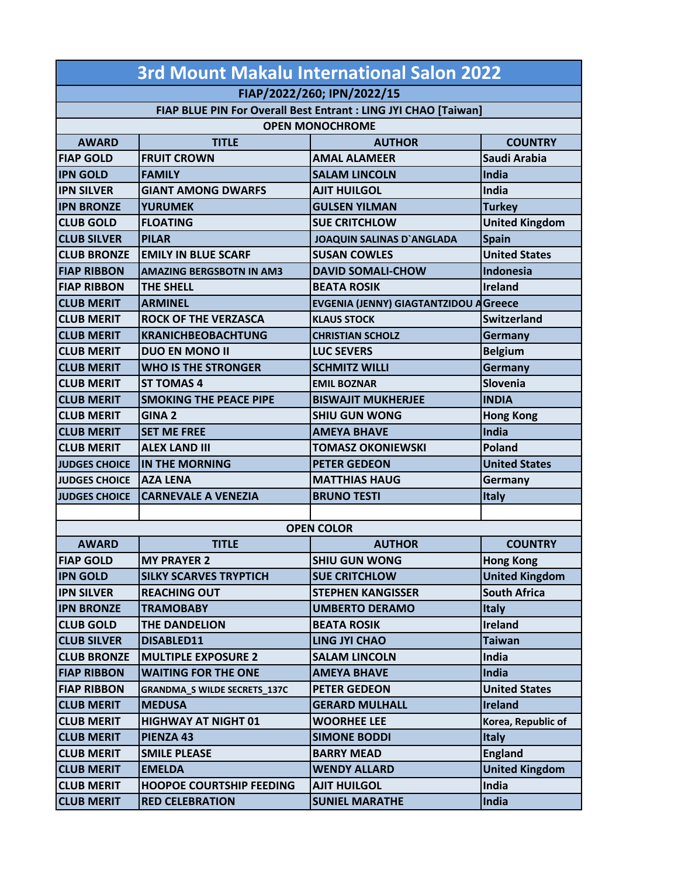# 3rd Mount Makalu International Salon 2022

**FIAP/2022/260; IPN/2022/15**

**FIAP BLUE PIN For Overall Best Entrant : LING JYI CHAO [Taiwan]**

## OPEN MONOCHROME

| AWARD | TITLE | AUTHOR | COUNTRY |
|---|---|---|---|
| FIAP GOLD | FRUIT CROWN | AMAL ALAMEER | Saudi Arabia |
| IPN GOLD | FAMILY | SALAM LINCOLN | India |
| IPN SILVER | GIANT AMONG DWARFS | AJIT HUILGOL | India |
| IPN BRONZE | YURUMEK | GULSEN YILMAN | Turkey |
| CLUB GOLD | FLOATING | SUE CRITCHLOW | United Kingdom |
| CLUB SILVER | PILAR | JOAQUIN SALINAS D`ANGLADA | Spain |
| CLUB BRONZE | EMILY IN BLUE SCARF | SUSAN COWLES | United States |
| FIAP RIBBON | AMAZING BERGSBOTN IN AM3 | DAVID SOMALI-CHOW | Indonesia |
| FIAP RIBBON | THE SHELL | BEATA ROSIK | Ireland |
| CLUB MERIT | ARMINEL | EVGENIA (JENNY) GIAGTANTZIDOU A | Greece |
| CLUB MERIT | ROCK OF THE VERZASCA | KLAUS STOCK | Switzerland |
| CLUB MERIT | KRANICHBEOBACHTUNG | CHRISTIAN SCHOLZ | Germany |
| CLUB MERIT | DUO EN MONO II | LUC SEVERS | Belgium |
| CLUB MERIT | WHO IS THE STRONGER | SCHMITZ WILLI | Germany |
| CLUB MERIT | ST TOMAS 4 | EMIL BOZNAR | Slovenia |
| CLUB MERIT | SMOKING THE PEACE PIPE | BISWAJIT MUKHERJEE | INDIA |
| CLUB MERIT | GINA 2 | SHIU GUN WONG | Hong Kong |
| CLUB MERIT | SET ME FREE | AMEYA BHAVE | India |
| CLUB MERIT | ALEX LAND III | TOMASZ OKONIEWSKI | Poland |
| JUDGES CHOICE | IN THE MORNING | PETER GEDEON | United States |
| JUDGES CHOICE | AZA LENA | MATTHIAS HAUG | Germany |
| JUDGES CHOICE | CARNEVALE A VENEZIA | BRUNO TESTI | Italy |

## OPEN COLOR

| AWARD | TITLE | AUTHOR | COUNTRY |
|---|---|---|---|
| FIAP GOLD | MY PRAYER 2 | SHIU GUN WONG | Hong Kong |
| IPN GOLD | SILKY SCARVES TRYPTICH | SUE CRITCHLOW | United Kingdom |
| IPN SILVER | REACHING OUT | STEPHEN KANGISSER | South Africa |
| IPN BRONZE | TRAMOBABY | UMBERTO DERAMO | Italy |
| CLUB GOLD | THE DANDELION | BEATA ROSIK | Ireland |
| CLUB SILVER | DISABLED11 | LING JYI CHAO | Taiwan |
| CLUB BRONZE | MULTIPLE EXPOSURE 2 | SALAM LINCOLN | India |
| FIAP RIBBON | WAITING FOR THE ONE | AMEYA BHAVE | India |
| FIAP RIBBON | GRANDMA_S WILDE SECRETS_137C | PETER GEDEON | United States |
| CLUB MERIT | MEDUSA | GERARD MULHALL | Ireland |
| CLUB MERIT | HIGHWAY AT NIGHT 01 | WOORHEE LEE | Korea, Republic of |
| CLUB MERIT | PIENZA 43 | SIMONE BODDI | Italy |
| CLUB MERIT | SMILE PLEASE | BARRY MEAD | England |
| CLUB MERIT | EMELDA | WENDY ALLARD | United Kingdom |
| CLUB MERIT | HOOPOE COURTSHIP FEEDING | AJIT HUILGOL | India |
| CLUB MERIT | RED CELEBRATION | SUNIEL MARATHE | India |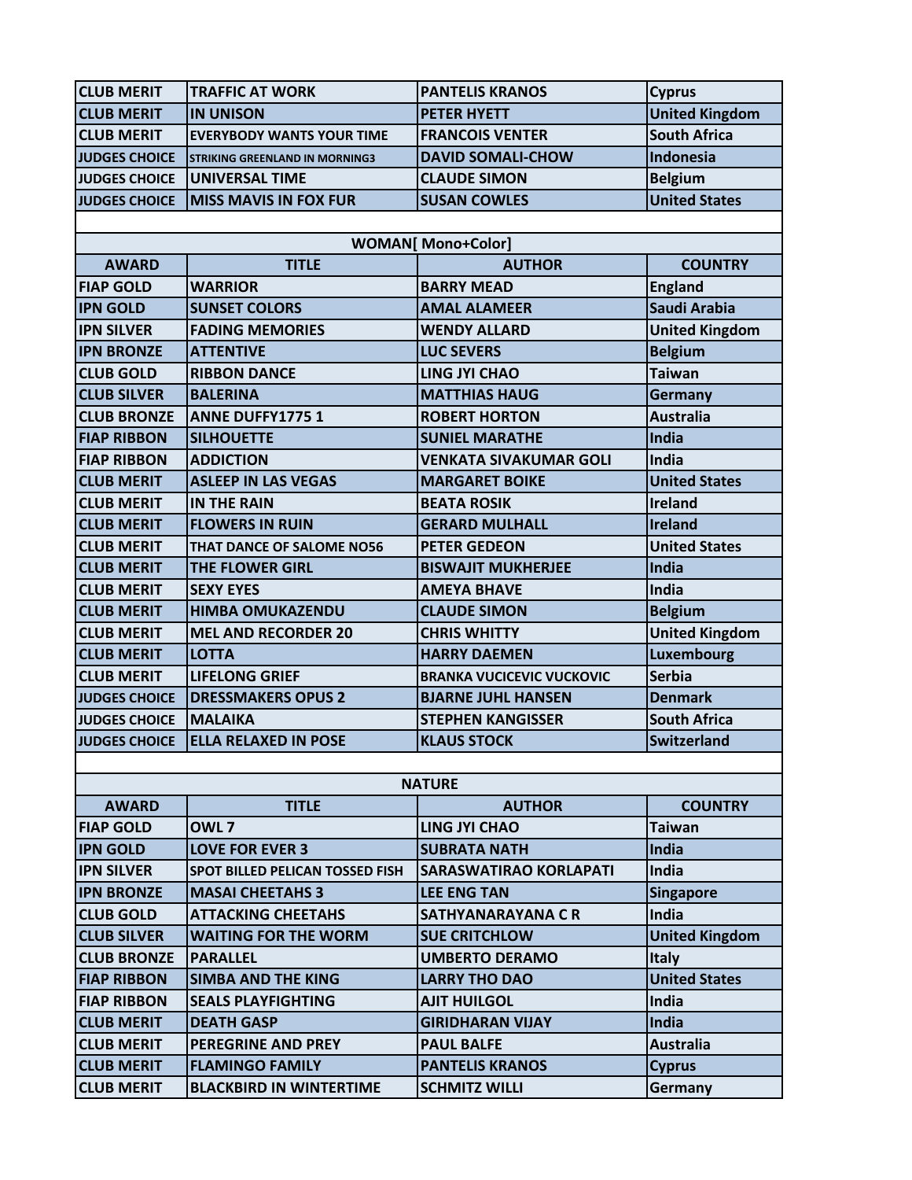| | | | |
|---|---|---|---|
| CLUB MERIT | TRAFFIC AT WORK | PANTELIS KRANOS | Cyprus |
| CLUB MERIT | IN UNISON | PETER HYETT | United Kingdom |
| CLUB MERIT | EVERYBODY WANTS YOUR TIME | FRANCOIS VENTER | South Africa |
| JUDGES CHOICE | STRIKING GREENLAND IN MORNING3 | DAVID SOMALI-CHOW | Indonesia |
| JUDGES CHOICE | UNIVERSAL TIME | CLAUDE SIMON | Belgium |
| JUDGES CHOICE | MISS MAVIS IN FOX FUR | SUSAN COWLES | United States |

**WOMAN[ Mono+Color]**

| AWARD | TITLE | AUTHOR | COUNTRY |
|---|---|---|---|
| FIAP GOLD | WARRIOR | BARRY MEAD | England |
| IPN GOLD | SUNSET COLORS | AMAL ALAMEER | Saudi Arabia |
| IPN SILVER | FADING MEMORIES | WENDY ALLARD | United Kingdom |
| IPN BRONZE | ATTENTIVE | LUC SEVERS | Belgium |
| CLUB GOLD | RIBBON DANCE | LING JYI CHAO | Taiwan |
| CLUB SILVER | BALERINA | MATTHIAS HAUG | Germany |
| CLUB BRONZE | ANNE DUFFY1775 1 | ROBERT HORTON | Australia |
| FIAP RIBBON | SILHOUETTE | SUNIEL MARATHE | India |
| FIAP RIBBON | ADDICTION | VENKATA SIVAKUMAR GOLI | India |
| CLUB MERIT | ASLEEP IN LAS VEGAS | MARGARET BOIKE | United States |
| CLUB MERIT | IN THE RAIN | BEATA ROSIK | Ireland |
| CLUB MERIT | FLOWERS IN RUIN | GERARD MULHALL | Ireland |
| CLUB MERIT | THAT DANCE OF SALOME NO56 | PETER GEDEON | United States |
| CLUB MERIT | THE FLOWER GIRL | BISWAJIT MUKHERJEE | India |
| CLUB MERIT | SEXY EYES | AMEYA BHAVE | India |
| CLUB MERIT | HIMBA OMUKAZENDU | CLAUDE SIMON | Belgium |
| CLUB MERIT | MEL AND RECORDER 20 | CHRIS WHITTY | United Kingdom |
| CLUB MERIT | LOTTA | HARRY DAEMEN | Luxembourg |
| CLUB MERIT | LIFELONG GRIEF | BRANKA VUCICEVIC VUCKOVIC | Serbia |
| JUDGES CHOICE | DRESSMAKERS OPUS 2 | BJARNE JUHL HANSEN | Denmark |
| JUDGES CHOICE | MALAIKA | STEPHEN KANGISSER | South Africa |
| JUDGES CHOICE | ELLA RELAXED IN POSE | KLAUS STOCK | Switzerland |

**NATURE**

| AWARD | TITLE | AUTHOR | COUNTRY |
|---|---|---|---|
| FIAP GOLD | OWL 7 | LING JYI CHAO | Taiwan |
| IPN GOLD | LOVE FOR EVER 3 | SUBRATA NATH | India |
| IPN SILVER | SPOT BILLED PELICAN TOSSED FISH | SARASWATIRAO KORLAPATI | India |
| IPN BRONZE | MASAI CHEETAHS 3 | LEE ENG TAN | Singapore |
| CLUB GOLD | ATTACKING CHEETAHS | SATHYANARAYANA C R | India |
| CLUB SILVER | WAITING FOR THE WORM | SUE CRITCHLOW | United Kingdom |
| CLUB BRONZE | PARALLEL | UMBERTO DERAMO | Italy |
| FIAP RIBBON | SIMBA AND THE KING | LARRY THO DAO | United States |
| FIAP RIBBON | SEALS PLAYFIGHTING | AJIT HUILGOL | India |
| CLUB MERIT | DEATH GASP | GIRIDHARAN VIJAY | India |
| CLUB MERIT | PEREGRINE AND PREY | PAUL BALFE | Australia |
| CLUB MERIT | FLAMINGO FAMILY | PANTELIS KRANOS | Cyprus |
| CLUB MERIT | BLACKBIRD IN WINTERTIME | SCHMITZ WILLI | Germany |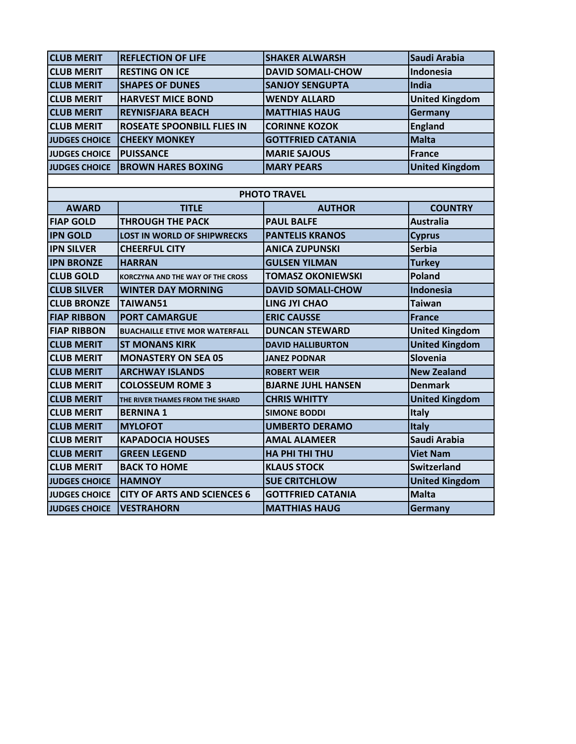| | | | |
|---|---|---|---|
| CLUB MERIT | REFLECTION OF LIFE | SHAKER ALWARSH | Saudi Arabia |
| CLUB MERIT | RESTING ON ICE | DAVID SOMALI-CHOW | Indonesia |
| CLUB MERIT | SHAPES OF DUNES | SANJOY SENGUPTA | India |
| CLUB MERIT | HARVEST MICE BOND | WENDY ALLARD | United Kingdom |
| CLUB MERIT | REYNISFJARA BEACH | MATTHIAS HAUG | Germany |
| CLUB MERIT | ROSEATE SPOONBILL FLIES IN | CORINNE KOZOK | England |
| JUDGES CHOICE | CHEEKY MONKEY | GOTTFRIED CATANIA | Malta |
| JUDGES CHOICE | PUISSANCE | MARIE SAJOUS | France |
| JUDGES CHOICE | BROWN HARES BOXING | MARY PEARS | United Kingdom |

| PHOTO TRAVEL | | | |
|---|---|---|---|
| **AWARD** | **TITLE** | **AUTHOR** | **COUNTRY** |
| FIAP GOLD | THROUGH THE PACK | PAUL BALFE | Australia |
| IPN GOLD | LOST IN WORLD OF SHIPWRECKS | PANTELIS KRANOS | Cyprus |
| IPN SILVER | CHEERFUL CITY | ANICA ZUPUNSKI | Serbia |
| IPN BRONZE | HARRAN | GULSEN YILMAN | Turkey |
| CLUB GOLD | KORCZYNA AND THE WAY OF THE CROSS | TOMASZ OKONIEWSKI | Poland |
| CLUB SILVER | WINTER DAY MORNING | DAVID SOMALI-CHOW | Indonesia |
| CLUB BRONZE | TAIWAN51 | LING JYI CHAO | Taiwan |
| FIAP RIBBON | PORT CAMARGUE | ERIC CAUSSE | France |
| FIAP RIBBON | BUACHAILLE ETIVE MOR WATERFALL | DUNCAN STEWARD | United Kingdom |
| CLUB MERIT | ST MONANS KIRK | DAVID HALLIBURTON | United Kingdom |
| CLUB MERIT | MONASTERY ON SEA 05 | JANEZ PODNAR | Slovenia |
| CLUB MERIT | ARCHWAY ISLANDS | ROBERT WEIR | New Zealand |
| CLUB MERIT | COLOSSEUM ROME 3 | BJARNE JUHL HANSEN | Denmark |
| CLUB MERIT | THE RIVER THAMES FROM THE SHARD | CHRIS WHITTY | United Kingdom |
| CLUB MERIT | BERNINA 1 | SIMONE BODDI | Italy |
| CLUB MERIT | MYLOFOT | UMBERTO DERAMO | Italy |
| CLUB MERIT | KAPADOCIA HOUSES | AMAL ALAMEER | Saudi Arabia |
| CLUB MERIT | GREEN LEGEND | HA PHI THI THU | Viet Nam |
| CLUB MERIT | BACK TO HOME | KLAUS STOCK | Switzerland |
| JUDGES CHOICE | HAMNOY | SUE CRITCHLOW | United Kingdom |
| JUDGES CHOICE | CITY OF ARTS AND SCIENCES 6 | GOTTFRIED CATANIA | Malta |
| JUDGES CHOICE | VESTRAHORN | MATTHIAS HAUG | Germany |